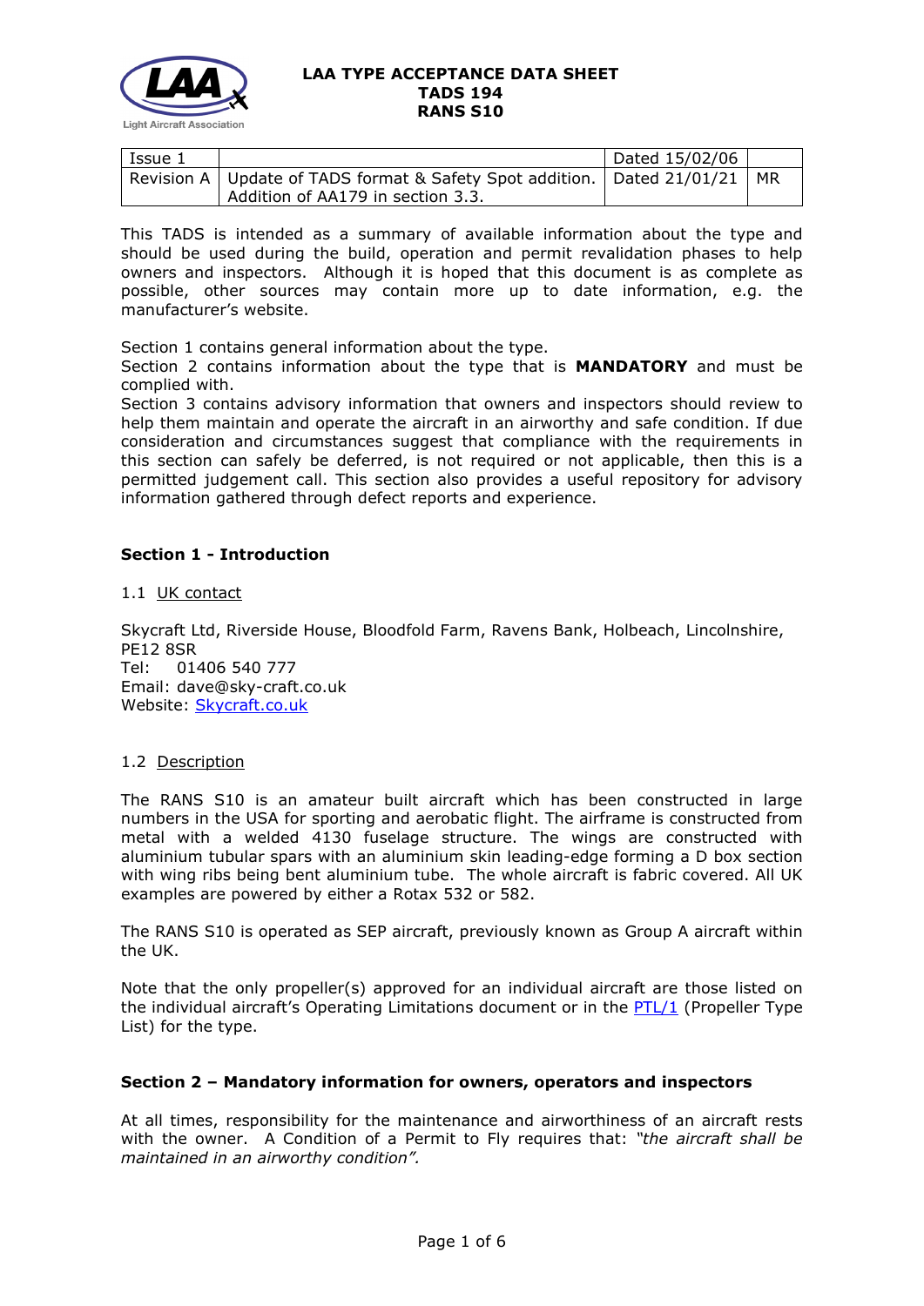# LAA TYPE ACCEPTANCE DATA SHEET
# TADS 194
# RANS S10

| | | | |
|---|---|---|---|
| Issue 1 | | Dated 15/02/06 | |
| Revision A | Update of TADS format & Safety Spot addition. Addition of AA179 in section 3.3. | Dated 21/01/21 | MR |

This TADS is intended as a summary of available information about the type and should be used during the build, operation and permit revalidation phases to help owners and inspectors. Although it is hoped that this document is as complete as possible, other sources may contain more up to date information, e.g. the manufacturer's website.

Section 1 contains general information about the type.
Section 2 contains information about the type that is **MANDATORY** and must be complied with.
Section 3 contains advisory information that owners and inspectors should review to help them maintain and operate the aircraft in an airworthy and safe condition. If due consideration and circumstances suggest that compliance with the requirements in this section can safely be deferred, is not required or not applicable, then this is a permitted judgement call. This section also provides a useful repository for advisory information gathered through defect reports and experience.

## Section 1 - Introduction

### 1.1 UK contact

Skycraft Ltd, Riverside House, Bloodfold Farm, Ravens Bank, Holbeach, Lincolnshire, PE12 8SR
Tel: 01406 540 777
Email: dave@sky-craft.co.uk
Website: Skycraft.co.uk

### 1.2 Description

The RANS S10 is an amateur built aircraft which has been constructed in large numbers in the USA for sporting and aerobatic flight. The airframe is constructed from metal with a welded 4130 fuselage structure. The wings are constructed with aluminium tubular spars with an aluminium skin leading-edge forming a D box section with wing ribs being bent aluminium tube. The whole aircraft is fabric covered. All UK examples are powered by either a Rotax 532 or 582.

The RANS S10 is operated as SEP aircraft, previously known as Group A aircraft within the UK.

Note that the only propeller(s) approved for an individual aircraft are those listed on the individual aircraft's Operating Limitations document or in the PTL/1 (Propeller Type List) for the type.

## Section 2 – Mandatory information for owners, operators and inspectors

At all times, responsibility for the maintenance and airworthiness of an aircraft rests with the owner. A Condition of a Permit to Fly requires that: *"the aircraft shall be maintained in an airworthy condition".*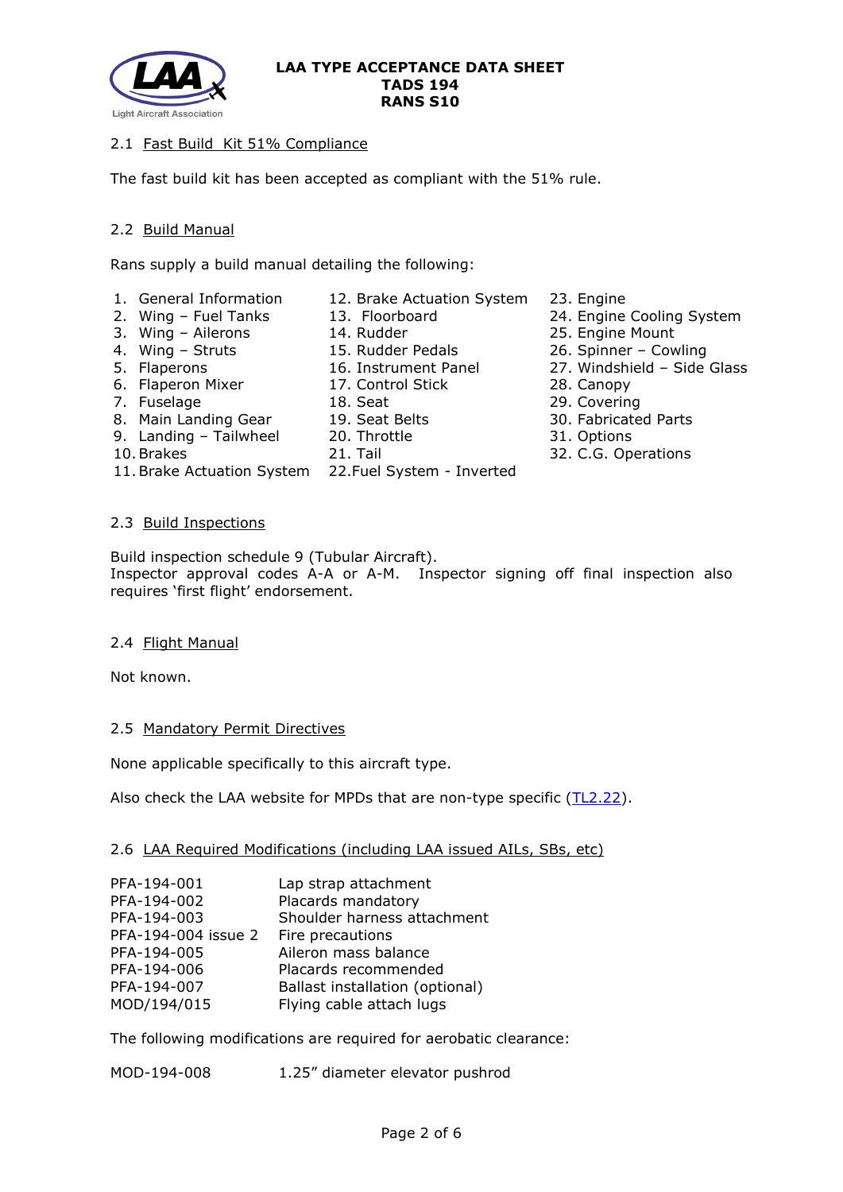## 2.1 Fast Build Kit 51% Compliance

The fast build kit has been accepted as compliant with the 51% rule.

## 2.2 Build Manual

Rans supply a build manual detailing the following:

1. General Information
2. Wing – Fuel Tanks
3. Wing – Ailerons
4. Wing – Struts
5. Flaperons
6. Flaperon Mixer
7. Fuselage
8. Main Landing Gear
9. Landing – Tailwheel
10. Brakes
11. Brake Actuation System
12. Brake Actuation System
13. Floorboard
14. Rudder
15. Rudder Pedals
16. Instrument Panel
17. Control Stick
18. Seat
19. Seat Belts
20. Throttle
21. Tail
22. Fuel System - Inverted
23. Engine
24. Engine Cooling System
25. Engine Mount
26. Spinner – Cowling
27. Windshield – Side Glass
28. Canopy
29. Covering
30. Fabricated Parts
31. Options
32. C.G. Operations

## 2.3 Build Inspections

Build inspection schedule 9 (Tubular Aircraft).
Inspector approval codes A-A or A-M. Inspector signing off final inspection also requires 'first flight' endorsement.

## 2.4 Flight Manual

Not known.

## 2.5 Mandatory Permit Directives

None applicable specifically to this aircraft type.

Also check the LAA website for MPDs that are non-type specific (TL2.22).

## 2.6 LAA Required Modifications (including LAA issued AILs, SBs, etc)

| | |
|---|---|
| PFA-194-001 | Lap strap attachment |
| PFA-194-002 | Placards mandatory |
| PFA-194-003 | Shoulder harness attachment |
| PFA-194-004 issue 2 | Fire precautions |
| PFA-194-005 | Aileron mass balance |
| PFA-194-006 | Placards recommended |
| PFA-194-007 | Ballast installation (optional) |
| MOD/194/015 | Flying cable attach lugs |

The following modifications are required for aerobatic clearance:

| | |
|---|---|
| MOD-194-008 | 1.25" diameter elevator pushrod |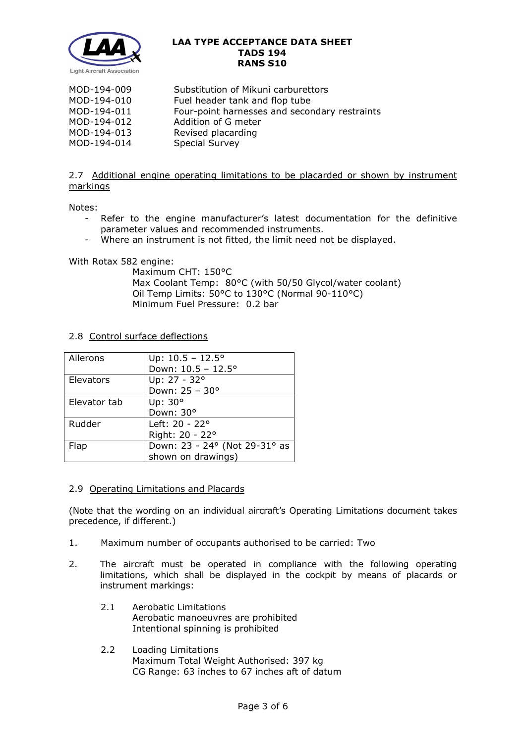| | |
|---|---|
| MOD-194-009 | Substitution of Mikuni carburettors |
| MOD-194-010 | Fuel header tank and flop tube |
| MOD-194-011 | Four-point harnesses and secondary restraints |
| MOD-194-012 | Addition of G meter |
| MOD-194-013 | Revised placarding |
| MOD-194-014 | Special Survey |

## 2.7 Additional engine operating limitations to be placarded or shown by instrument markings

Notes:

- Refer to the engine manufacturer's latest documentation for the definitive parameter values and recommended instruments.
- Where an instrument is not fitted, the limit need not be displayed.

With Rotax 582 engine:

Maximum CHT: 150°C
Max Coolant Temp: 80°C (with 50/50 Glycol/water coolant)
Oil Temp Limits: 50°C to 130°C (Normal 90-110°C)
Minimum Fuel Pressure: 0.2 bar

## 2.8 Control surface deflections

| | |
|---|---|
| Ailerons | Up: 10.5 – 12.5°<br>Down: 10.5 – 12.5° |
| Elevators | Up: 27 - 32°<br>Down: 25 – 30° |
| Elevator tab | Up: 30°<br>Down: 30° |
| Rudder | Left: 20 - 22°<br>Right: 20 - 22° |
| Flap | Down: 23 - 24° (Not 29-31° as shown on drawings) |

## 2.9 Operating Limitations and Placards

(Note that the wording on an individual aircraft's Operating Limitations document takes precedence, if different.)

1. Maximum number of occupants authorised to be carried: Two

2. The aircraft must be operated in compliance with the following operating limitations, which shall be displayed in the cockpit by means of placards or instrument markings:

   2.1 Aerobatic Limitations
   Aerobatic manoeuvres are prohibited
   Intentional spinning is prohibited

   2.2 Loading Limitations
   Maximum Total Weight Authorised: 397 kg
   CG Range: 63 inches to 67 inches aft of datum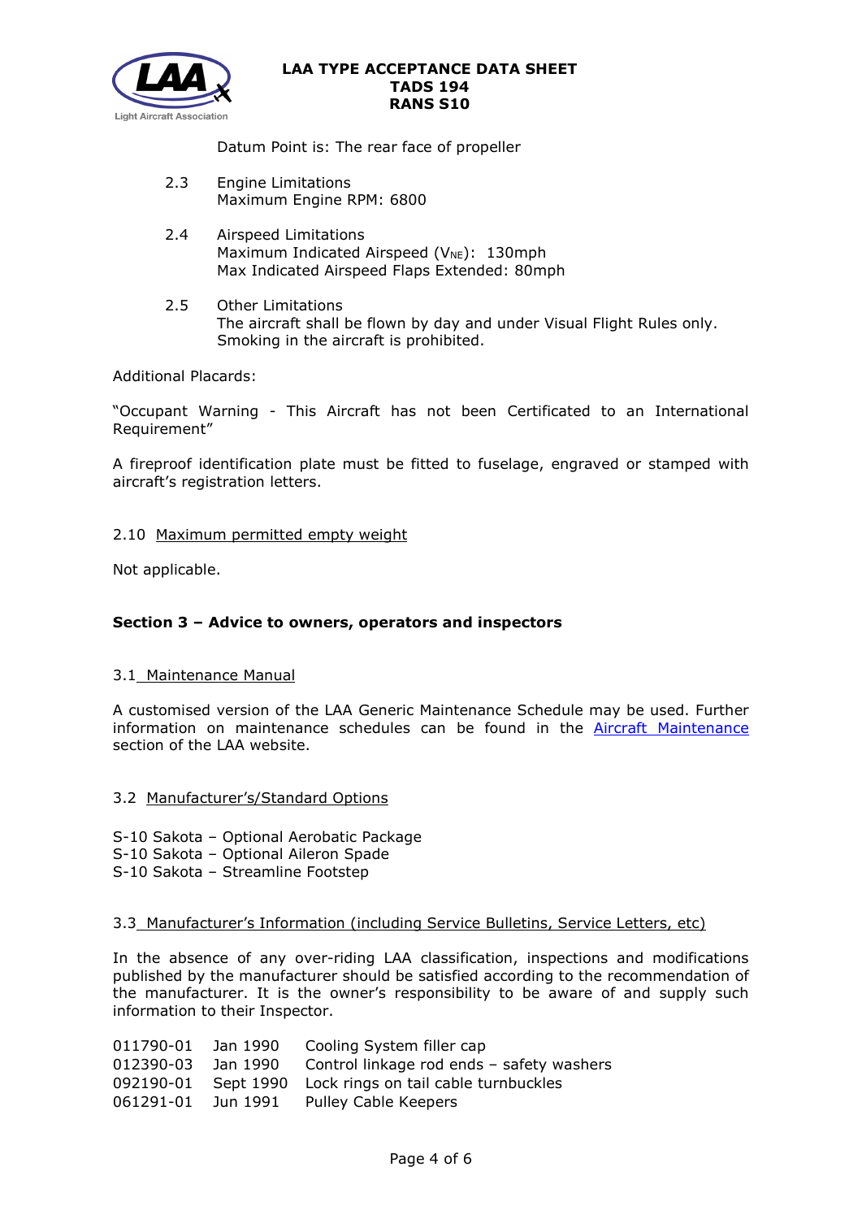Datum Point is: The rear face of propeller

2.3 Engine Limitations
Maximum Engine RPM: 6800

2.4 Airspeed Limitations
Maximum Indicated Airspeed ($V_{NE}$): 130mph
Max Indicated Airspeed Flaps Extended: 80mph

2.5 Other Limitations
The aircraft shall be flown by day and under Visual Flight Rules only.
Smoking in the aircraft is prohibited.

Additional Placards:

"Occupant Warning - This Aircraft has not been Certificated to an International Requirement"

A fireproof identification plate must be fitted to fuselage, engraved or stamped with aircraft's registration letters.

2.10 Maximum permitted empty weight

Not applicable.

### Section 3 – Advice to owners, operators and inspectors

3.1 Maintenance Manual

A customised version of the LAA Generic Maintenance Schedule may be used. Further information on maintenance schedules can be found in the Aircraft Maintenance section of the LAA website.

3.2 Manufacturer's/Standard Options

S-10 Sakota – Optional Aerobatic Package
S-10 Sakota – Optional Aileron Spade
S-10 Sakota – Streamline Footstep

3.3 Manufacturer's Information (including Service Bulletins, Service Letters, etc)

In the absence of any over-riding LAA classification, inspections and modifications published by the manufacturer should be satisfied according to the recommendation of the manufacturer. It is the owner's responsibility to be aware of and supply such information to their Inspector.

| | | |
|---|---|---|
| 011790-01 | Jan 1990 | Cooling System filler cap |
| 012390-03 | Jan 1990 | Control linkage rod ends – safety washers |
| 092190-01 | Sept 1990 | Lock rings on tail cable turnbuckles |
| 061291-01 | Jun 1991 | Pulley Cable Keepers |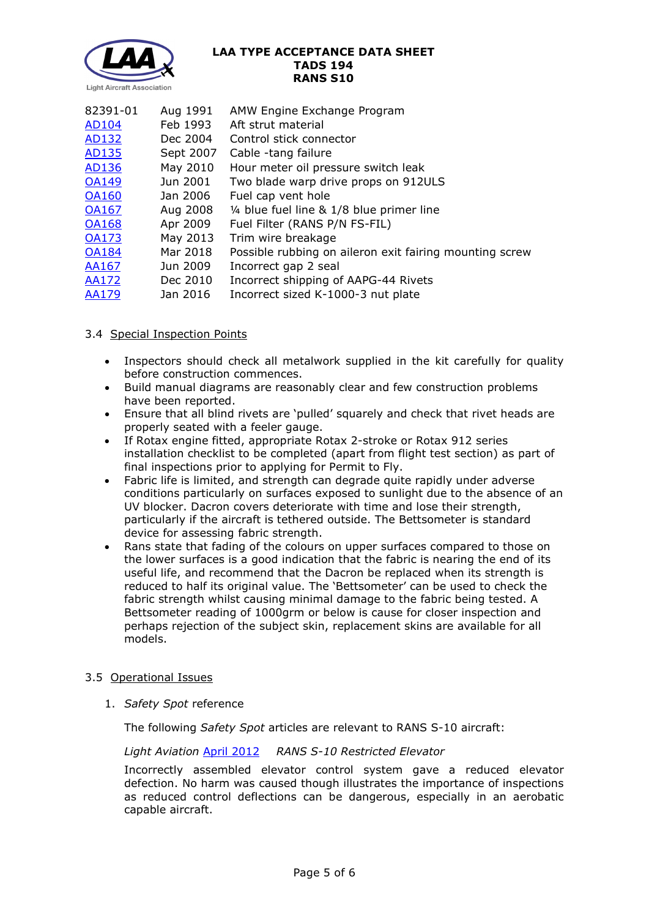| | | |
|---|---|---|
| 82391-01 | Aug 1991 | AMW Engine Exchange Program |
| AD104 | Feb 1993 | Aft strut material |
| AD132 | Dec 2004 | Control stick connector |
| AD135 | Sept 2007 | Cable -tang failure |
| AD136 | May 2010 | Hour meter oil pressure switch leak |
| OA149 | Jun 2001 | Two blade warp drive props on 912ULS |
| OA160 | Jan 2006 | Fuel cap vent hole |
| OA167 | Aug 2008 | ¼ blue fuel line & 1/8 blue primer line |
| OA168 | Apr 2009 | Fuel Filter (RANS P/N FS-FIL) |
| OA173 | May 2013 | Trim wire breakage |
| OA184 | Mar 2018 | Possible rubbing on aileron exit fairing mounting screw |
| AA167 | Jun 2009 | Incorrect gap 2 seal |
| AA172 | Dec 2010 | Incorrect shipping of AAPG-44 Rivets |
| AA179 | Jan 2016 | Incorrect sized K-1000-3 nut plate |

### 3.4 Special Inspection Points

- Inspectors should check all metalwork supplied in the kit carefully for quality before construction commences.
- Build manual diagrams are reasonably clear and few construction problems have been reported.
- Ensure that all blind rivets are 'pulled' squarely and check that rivet heads are properly seated with a feeler gauge.
- If Rotax engine fitted, appropriate Rotax 2-stroke or Rotax 912 series installation checklist to be completed (apart from flight test section) as part of final inspections prior to applying for Permit to Fly.
- Fabric life is limited, and strength can degrade quite rapidly under adverse conditions particularly on surfaces exposed to sunlight due to the absence of an UV blocker. Dacron covers deteriorate with time and lose their strength, particularly if the aircraft is tethered outside. The Bettsometer is standard device for assessing fabric strength.
- Rans state that fading of the colours on upper surfaces compared to those on the lower surfaces is a good indication that the fabric is nearing the end of its useful life, and recommend that the Dacron be replaced when its strength is reduced to half its original value. The 'Bettsometer' can be used to check the fabric strength whilst causing minimal damage to the fabric being tested. A Bettsometer reading of 1000grm or below is cause for closer inspection and perhaps rejection of the subject skin, replacement skins are available for all models.

### 3.5 Operational Issues

1. *Safety Spot* reference

   The following *Safety Spot* articles are relevant to RANS S-10 aircraft:

   *Light Aviation* April 2012 *RANS S-10 Restricted Elevator*

   Incorrectly assembled elevator control system gave a reduced elevator defection. No harm was caused though illustrates the importance of inspections as reduced control deflections can be dangerous, especially in an aerobatic capable aircraft.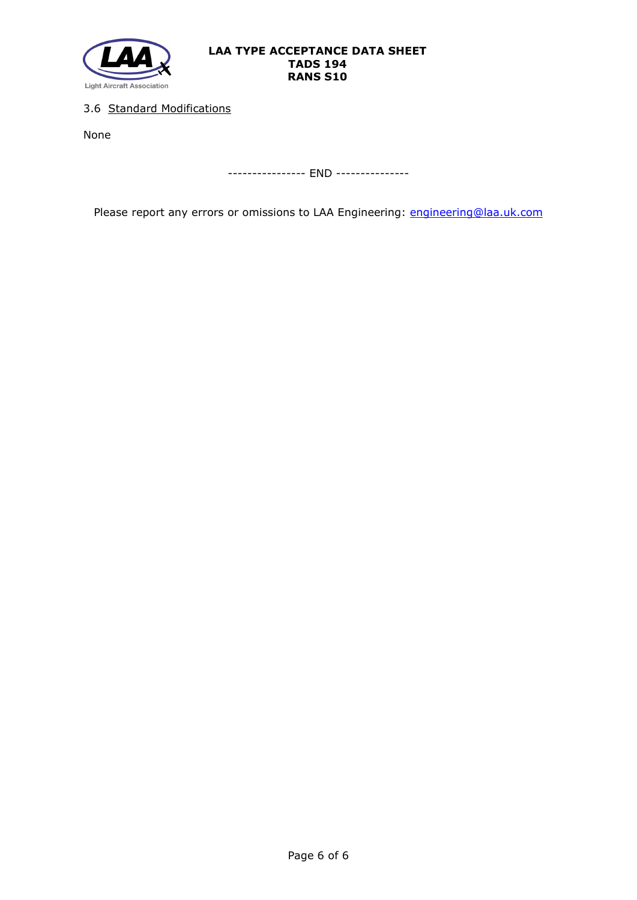### 3.6 Standard Modifications

None

---------------- END ---------------

Please report any errors or omissions to LAA Engineering: engineering@laa.uk.com